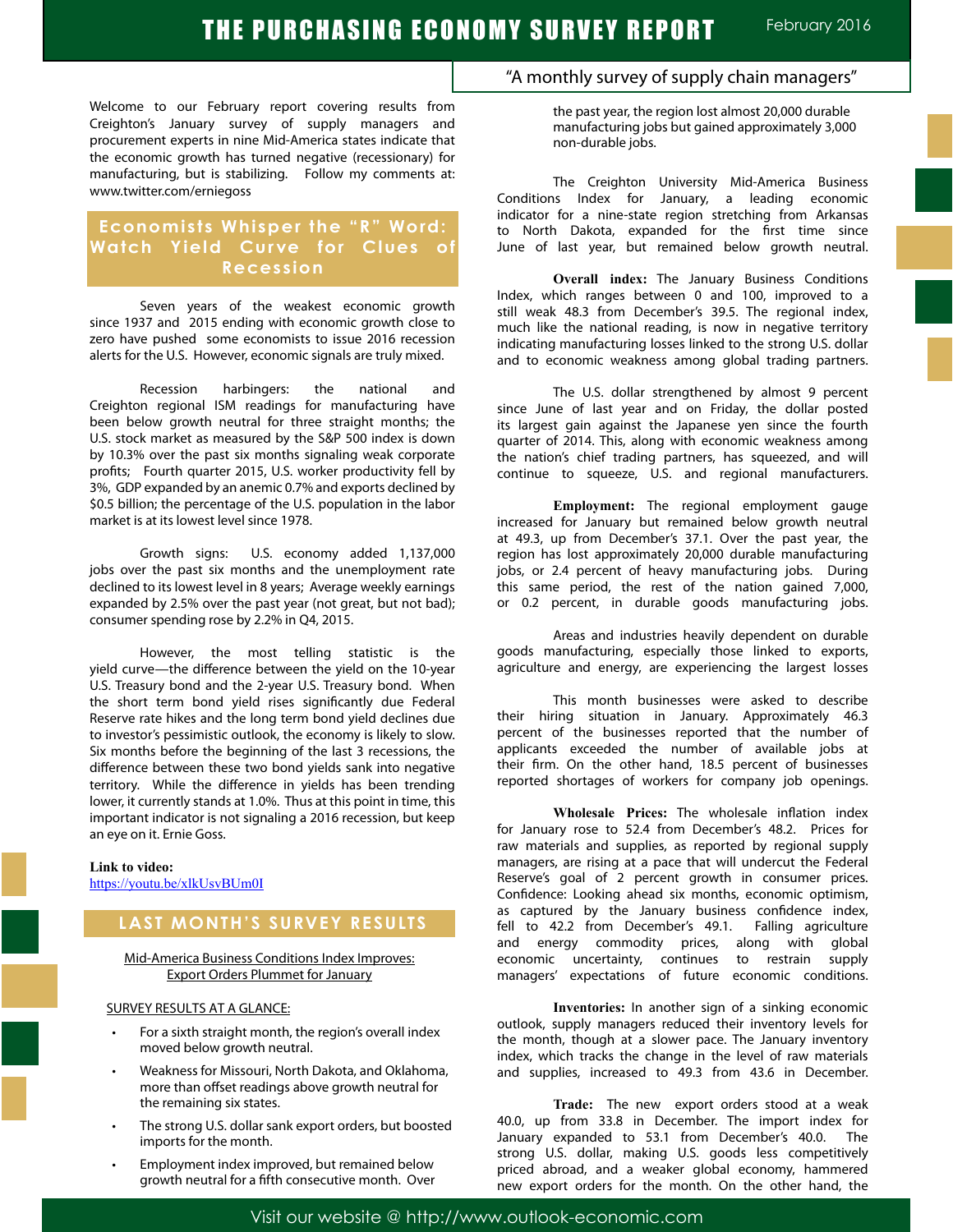# THE PURCHASING ECONOMY SURVEY REPORT

February 2016

"A monthly survey of supply chain managers"

Welcome to our February report covering results from Creighton's January survey of supply managers and procurement experts in nine Mid-America states indicate that the economic growth has turned negative (recessionary) for manufacturing, but is stabilizing. Follow my comments at: www.twitter.com/erniegoss

## Economists Whisper the "R" Word: Watch Yield Curve for Clues of Recession

Seven years of the weakest economic growth since 1937 and 2015 ending with economic growth close to zero have pushed some economists to issue 2016 recession alerts for the U.S. However, economic signals are truly mixed.

Recession harbingers: the national and Creighton regional ISM readings for manufacturing have been below growth neutral for three straight months; the U.S. stock market as measured by the S&P 500 index is down by 10.3% over the past six months signaling weak corporate profits; Fourth quarter 2015, U.S. worker productivity fell by 3%, GDP expanded by an anemic 0.7% and exports declined by $0.5 billion; the percentage of the U.S. population in the labor market is at its lowest level since 1978.

Growth signs: U.S. economy added 1,137,000 jobs over the past six months and the unemployment rate declined to its lowest level in 8 years; Average weekly earnings expanded by 2.5% over the past year (not great, but not bad); consumer spending rose by 2.2% in Q4, 2015.

However, the most telling statistic is the yield curve—the difference between the yield on the 10-year U.S. Treasury bond and the 2-year U.S. Treasury bond. When the short term bond yield rises significantly due Federal Reserve rate hikes and the long term bond yield declines due to investor's pessimistic outlook, the economy is likely to slow. Six months before the beginning of the last 3 recessions, the difference between these two bond yields sank into negative territory. While the difference in yields has been trending lower, it currently stands at 1.0%. Thus at this point in time, this important indicator is not signaling a 2016 recession, but keep an eye on it. Ernie Goss.

**Link to video:**
https://youtu.be/xlkUsvBUm0I

## LAST MONTH'S SURVEY RESULTS

Mid-America Business Conditions Index Improves:
Export Orders Plummet for January

SURVEY RESULTS AT A GLANCE:

- For a sixth straight month, the region's overall index moved below growth neutral.
- Weakness for Missouri, North Dakota, and Oklahoma, more than offset readings above growth neutral for the remaining six states.
- The strong U.S. dollar sank export orders, but boosted imports for the month.
- Employment index improved, but remained below growth neutral for a fifth consecutive month. Over the past year, the region lost almost 20,000 durable manufacturing jobs but gained approximately 3,000 non-durable jobs.

The Creighton University Mid-America Business Conditions Index for January, a leading economic indicator for a nine-state region stretching from Arkansas to North Dakota, expanded for the first time since June of last year, but remained below growth neutral.

**Overall index:** The January Business Conditions Index, which ranges between 0 and 100, improved to a still weak 48.3 from December's 39.5. The regional index, much like the national reading, is now in negative territory indicating manufacturing losses linked to the strong U.S. dollar and to economic weakness among global trading partners.

The U.S. dollar strengthened by almost 9 percent since June of last year and on Friday, the dollar posted its largest gain against the Japanese yen since the fourth quarter of 2014. This, along with economic weakness among the nation's chief trading partners, has squeezed, and will continue to squeeze, U.S. and regional manufacturers.

**Employment:** The regional employment gauge increased for January but remained below growth neutral at 49.3, up from December's 37.1. Over the past year, the region has lost approximately 20,000 durable manufacturing jobs, or 2.4 percent of heavy manufacturing jobs. During this same period, the rest of the nation gained 7,000, or 0.2 percent, in durable goods manufacturing jobs.

Areas and industries heavily dependent on durable goods manufacturing, especially those linked to exports, agriculture and energy, are experiencing the largest losses

This month businesses were asked to describe their hiring situation in January. Approximately 46.3 percent of the businesses reported that the number of applicants exceeded the number of available jobs at their firm. On the other hand, 18.5 percent of businesses reported shortages of workers for company job openings.

**Wholesale Prices:** The wholesale inflation index for January rose to 52.4 from December's 48.2. Prices for raw materials and supplies, as reported by regional supply managers, are rising at a pace that will undercut the Federal Reserve's goal of 2 percent growth in consumer prices. Confidence: Looking ahead six months, economic optimism, as captured by the January business confidence index, fell to 42.2 from December's 49.1. Falling agriculture and energy commodity prices, along with global economic uncertainty, continues to restrain supply managers' expectations of future economic conditions.

**Inventories:** In another sign of a sinking economic outlook, supply managers reduced their inventory levels for the month, though at a slower pace. The January inventory index, which tracks the change in the level of raw materials and supplies, increased to 49.3 from 43.6 in December.

**Trade:** The new export orders stood at a weak 40.0, up from 33.8 in December. The import index for January expanded to 53.1 from December's 40.0. The strong U.S. dollar, making U.S. goods less competitively priced abroad, and a weaker global economy, hammered new export orders for the month. On the other hand, the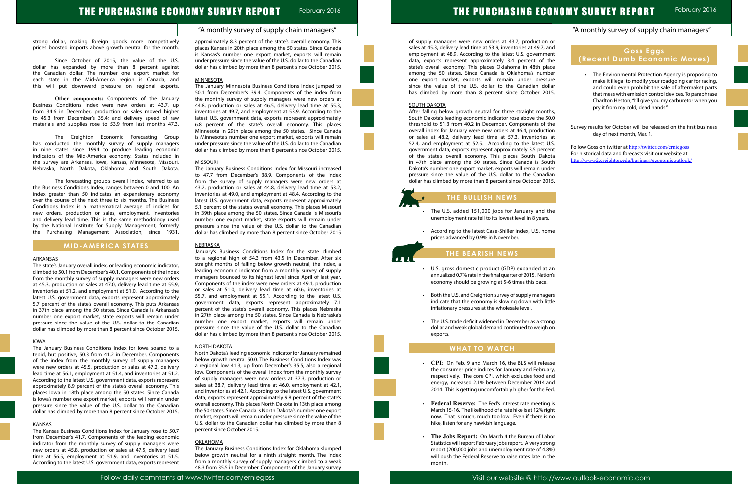strong dollar, making foreign goods more competitively prices boosted imports above growth neutral for the month.

Since October of 2015, the value of the U.S. dollar has expanded by more than 8 percent against the Canadian dollar. The number one export market for each state in the Mid-America region is Canada, and this will put downward pressure on regional exports.

**Other components:** Components of the January Business Conditions Index were new orders at 43.7, up from 34.6 in December; production or sales moved higher to 45.3 from December's 35.4; and delivery speed of raw materials and supplies rose to 53.9 from last month's 47.3.

The Creighton Economic Forecasting Group has conducted the monthly survey of supply managers in nine states since 1994 to produce leading economic indicators of the Mid-America economy. States included in the survey are Arkansas, Iowa, Kansas, Minnesota, Missouri, Nebraska, North Dakota, Oklahoma and South Dakota.

The forecasting group's overall index, referred to as the Business Conditions Index, ranges between 0 and 100. An index greater than 50 indicates an expansionary economy over the course of the next three to six months. The Business Conditions Index is a mathematical average of indices for new orders, production or sales, employment, inventories and delivery lead time. This is the same methodology used by the National Institute for Supply Management, formerly the Purchasing Management Association, since 1931.

## MID-AMERICA STATES

### ARKANSAS

The state's January overall index, or leading economic indicator, climbed to 50.1 from December's 40.1. Components of the index from the monthly survey of supply managers were new orders at 45.3, production or sales at 47.0, delivery lead time at 55.9, inventories at 51.2, and employment at 51.0. According to the latest U.S. government data, exports represent approximately 5.7 percent of the state's overall economy. This puts Arkansas in 37th place among the 50 states. Since Canada is Arkansas's number one export market, state exports will remain under pressure since the value of the U.S. dollar to the Canadian dollar has climbed by more than 8 percent since October 2015.

### IOWA

The January Business Conditions Index for Iowa soared to a tepid, but positive, 50.3 from 41.2 in December. Components of the index from the monthly survey of supply managers were new orders at 45.5, production or sales at 47.2, delivery lead time at 56.1, employment at 51.4, and inventories at 51.2. According to the latest U.S. government data, exports represent approximately 8.9 percent of the state's overall economy. This places Iowa in 18th place among the 50 states. Since Canada is Iowa's number one export market, exports will remain under pressure since the value of the U.S. dollar to the Canadian dollar has climbed by more than 8 percent since October 2015.

### KANSAS

The Kansas Business Conditions Index for January rose to 50.7 from December's 41.7. Components of the leading economic indicator from the monthly survey of supply managers were new orders at 45.8, production or sales at 47.5, delivery lead time at 56.5, employment at 51.9, and inventories at 51.5. According to the latest U.S. government data, exports represent approximately 8.3 percent of the state's overall economy. This places Kansas in 20th place among the 50 states. Since Canada is Kansas's number one export market, exports will remain under pressure since the value of the U.S. dollar to the Canadian dollar has climbed by more than 8 percent since October 2015.

### MINNESOTA

The January Minnesota Business Conditions Index jumped to 50.1 from December's 39.4. Components of the index from the monthly survey of supply managers were new orders at 44.8, production or sales at 46.5, delivery lead time at 55.3, inventories at 49.7, and employment at 53.9. According to the latest U.S. government data, exports represent approximately 6.8 percent of the state's overall economy. This places Minnesota in 29th place among the 50 states. Since Canada is Minnesota's number one export market, exports will remain under pressure since the value of the U.S. dollar to the Canadian dollar has climbed by more than 8 percent since October 2015.

### MISSOURI

The January Business Conditions Index for Missouri increased to 47.7 from December's 38.9. Components of the index from the survey of supply managers were new orders at 43.2, production or sales at 44.8, delivery lead time at 53.2, inventories at 49.0, and employment at 48.4. According to the latest U.S. government data, exports represent approximately 5.1 percent of the state's overall economy. This places Missouri in 39th place among the 50 states. Since Canada is Missouri's number one export market, state exports will remain under pressure since the value of the U.S. dollar to the Canadian dollar has climbed by more than 8 percent since October 2015

### NEBRASKA

January's Business Conditions Index for the state climbed to a regional high of 54.3 from 43.5 in December. After six straight months of falling below growth neutral, the index, a leading economic indicator from a monthly survey of supply managers bounced to its highest level since April of last year. Components of the index were new orders at 49.1, production or sales at 51.0, delivery lead time at 60.6, inventories at 55.7, and employment at 55.1. According to the latest U.S. government data, exports represent approximately 7.1 percent of the state's overall economy. This places Nebraska in 27th place among the 50 states. Since Canada is Nebraska's number one export market, exports will remain under pressure since the value of the U.S. dollar to the Canadian dollar has climbed by more than 8 percent since October 2015.

### NORTH DAKOTA

North Dakota's leading economic indicator for January remained below growth neutral 50.0. The Business Conditions Index was a regional low 41.3, up from December's 35.5, also a regional low. Components of the overall index from the monthly survey of supply managers were new orders at 37.3, production or sales at 38.7, delivery lead time at 46.0, employment at 42.1, and inventories at 42.1. According to the latest U.S. government data, exports represent approximately 9.8 percent of the state's overall economy. This places North Dakota in 13th place among the 50 states. Since Canada is North Dakota's number one export market, exports will remain under pressure since the value of the U.S. dollar to the Canadian dollar has climbed by more than 8 percent since October 2015.

### OKLAHOMA

The January Business Conditions Index for Oklahoma slumped below growth neutral for a ninth straight month. The index from a monthly survey of supply managers climbed to a weak 48.3 from 35.5 in December. Components of the January survey of supply managers were new orders at 43.7, production or sales at 45.3, delivery lead time at 53.9, inventories at 49.7, and employment at 48.9. According to the latest U.S. government data, exports represent 3.4 percent of the state's overall economy. This places Oklahoma in 48th place among the 50 states. Since Canada is Oklahoma's number one export market, exports will remain under pressure since the value of the U.S. dollar to the Canadian dollar has climbed by more than 8 percent since October 2015.

### SOUTH DAKOTA

After falling below growth neutral for three straight months, South Dakota's leading economic indicator rose above the 50.0 threshold to 51.3 from 40.2 in December. Components of the overall index for January were new orders at 46.4, production or sales at 48.2, delivery lead time at 57.3, inventories at 52.4, and employment at 52.5. According to the latest U.S. government data, exports represent approximately 3.5 percent of the state's overall economy. This places South Dakota in 47th place among the 50 states. Since Canada is South Dakota's number one export market, exports will remain under pressure since the value of the U.S. dollar to the Canadian dollar has climbed by more than 8 percent since October 2015.

## THE BULLISH NEWS

- The U.S. added 151,000 jobs for January and the unemployment rate fell to its lowest level in 8 years.
- According to the latest Case-Shiller index, U.S. home prices advanced by 0.9% in November.

## THE BEARISH NEWS

- U.S. gross domestic product (GDP) expanded at an annualized 0.7% rate in the final quarter of 2015. Nation's economy should be growing at 5-6 times this pace.
- Both the U.S. and Creighton survey of supply managers indicate that the economy is slowing down with little inflationary pressures at the wholesale level.
- The U.S. trade deficit widened in December as a strong dollar and weak global demand continued to weigh on exports.

## WHAT TO WATCH

- **CPI**: On Feb. 9 and March 16, the BLS will release the consumer price indices for January and February, respectively. The core CPI, which excludes food and energy, increased 2.1% between December 2014 and 2014. This is getting uncomfortably higher for the Fed.
- **Federal Reserve:** The Fed's interest rate meeting is March 15-16. The likelihood of a rate hike is at 12% right now. That is much, much too low. Even if there is no hike, listen for any hawkish language.
- **The Jobs Report:** On March 4 the Bureau of Labor Statistics will report February jobs report. A very strong report (200,000 jobs and unemployment rate of 4.8%) will push the Federal Reserve to raise rates late in the month.

## Goss Eggs (Recent Dumb Economic Moves)

- The Environmental Protection Agency is proposing to make it illegal to modify your roadgoing car for racing, and could even prohibit the sale of aftermarket parts that mess with emission control devices. To paraphrase Charlton Heston, "I'll give you my carburetor when you pry it from my cold, dead hands."

Survey results for October will be released on the first business day of next month, Mar. 1.

Follow Goss on twitter at http://twitter.com/erniegoss
For historical data and forecasts visit our website at:
http://www2.creighton.edu/business/economicoutlook/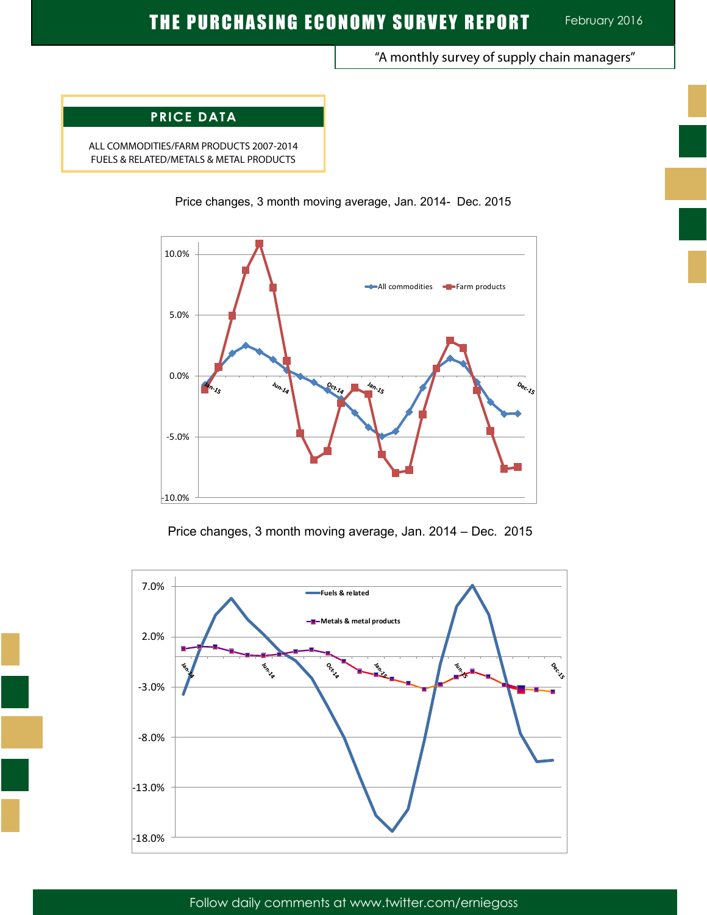# PRICE DATA

ALL COMMODITIES/FARM PRODUCTS 2007-2014
FUELS & RELATED/METALS & METAL PRODUCTS

Price changes, 3 month moving average, Jan. 2014- Dec. 2015

10.0%
5.0%
0.0%
-5.0%
-10.0%

All commodities
Farm products

Jan-15
Jun-14
Oct-14
Jan-15
Dec-15

Price changes, 3 month moving average, Jan. 2014 – Dec. 2015

7.0%
2.0%
-3.0%
-8.0%
-13.0%
-18.0%

Fuels & related
Metals & metal products

Jan-14
Jun-14
Oct-14
Jan-15
Jun-15
Dec-15